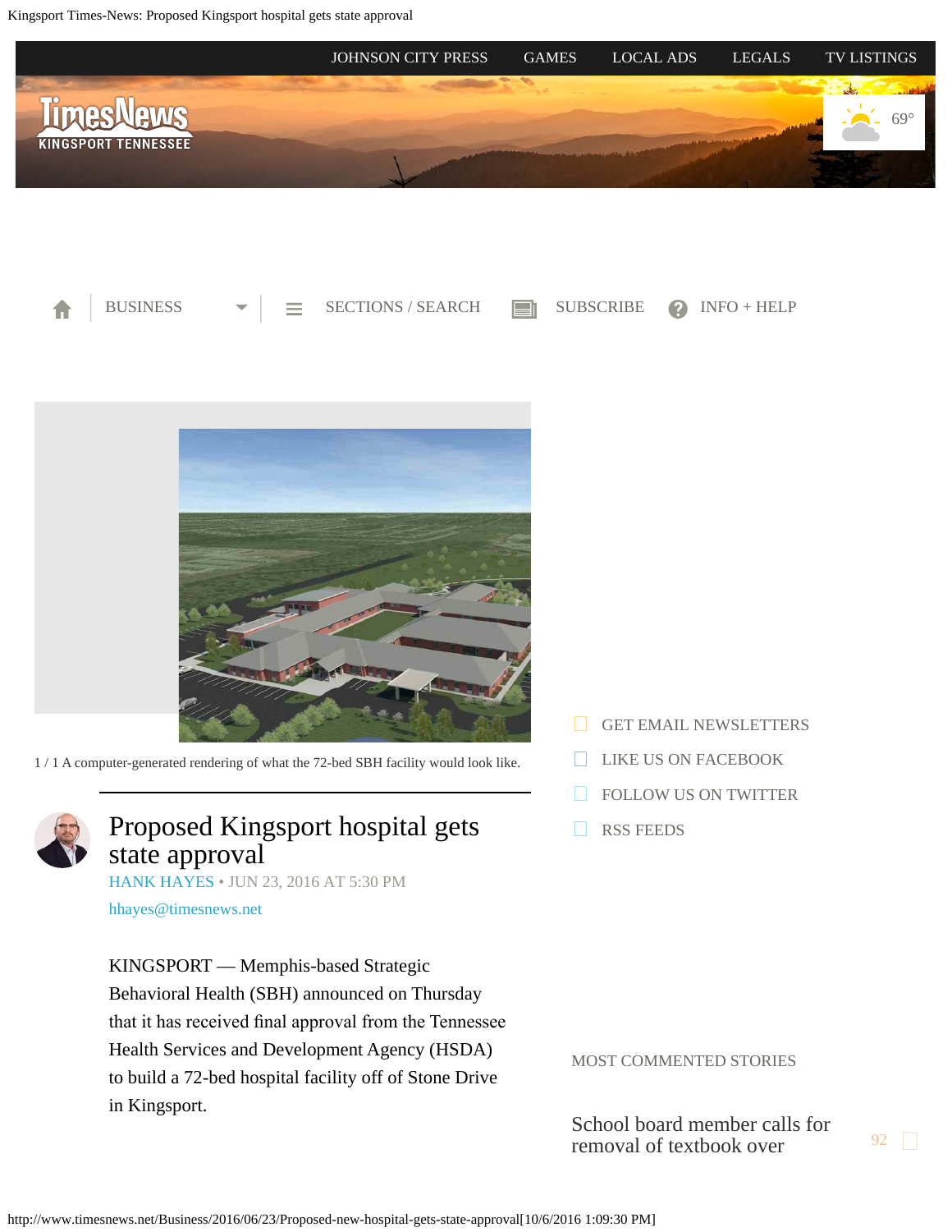1 / 1 A computer-generated rendering of what the 72-bed SBH facility would look like.

# Proposed Kingsport hospital gets state approval

HANK HAYES • JUN 23, 2016 AT 5:30 PM

hhayes@timesnews.net

KINGSPORT — Memphis-based Strategic Behavioral Health (SBH) announced on Thursday that it has received final approval from the Tennessee Health Services and Development Agency (HSDA) to build a 72-bed hospital facility off of Stone Drive in Kingsport.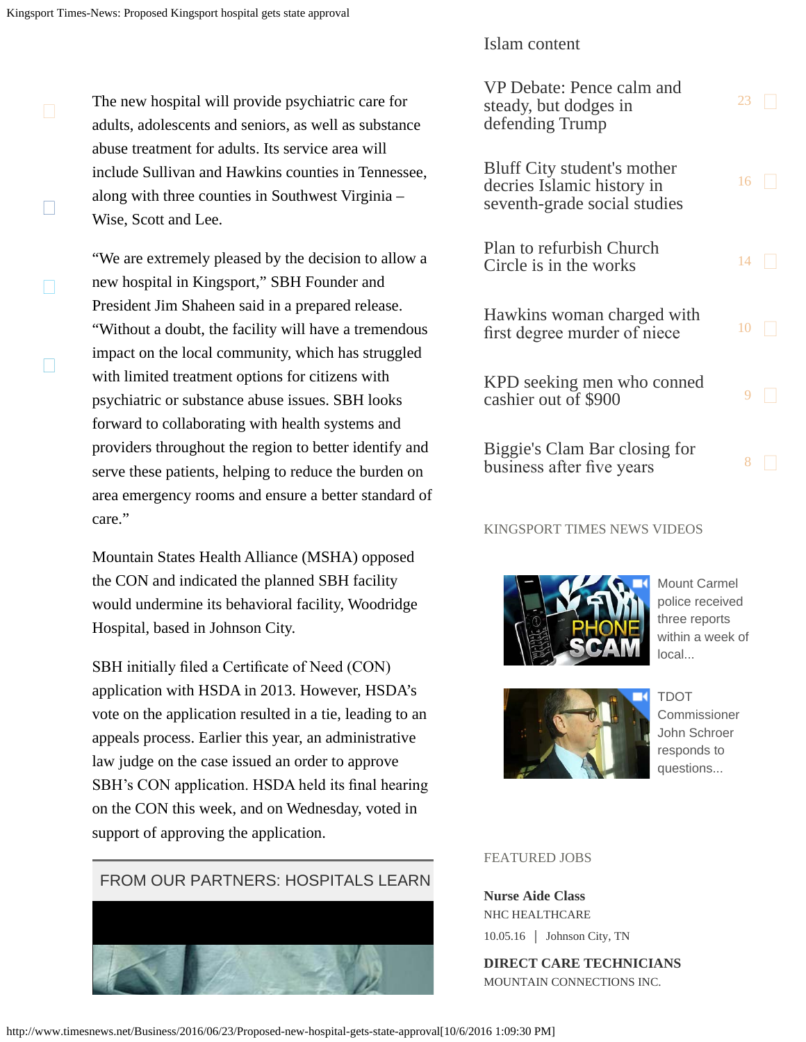The new hospital will provide psychiatric care for adults, adolescents and seniors, as well as substance abuse treatment for adults. Its service area will include Sullivan and Hawkins counties in Tennessee, along with three counties in Southwest Virginia – Wise, Scott and Lee.

“We are extremely pleased by the decision to allow a new hospital in Kingsport,” SBH Founder and President Jim Shaheen said in a prepared release. “Without a doubt, the facility will have a tremendous impact on the local community, which has struggled with limited treatment options for citizens with psychiatric or substance abuse issues. SBH looks forward to collaborating with health systems and providers throughout the region to better identify and serve these patients, helping to reduce the burden on area emergency rooms and ensure a better standard of care.”

Mountain States Health Alliance (MSHA) opposed the CON and indicated the planned SBH facility would undermine its behavioral facility, Woodridge Hospital, based in Johnson City.

SBH initially filed a Certificate of Need (CON) application with HSDA in 2013. However, HSDA’s vote on the application resulted in a tie, leading to an appeals process. Earlier this year, an administrative law judge on the case issued an order to approve SBH’s CON application. HSDA held its final hearing on the CON this week, and on Wednesday, voted in support of approving the application.

FROM OUR PARTNERS: HOSPITALS LEARN

Islam content

- VP Debate: Pence calm and steady, but dodges in defending Trump 23
- Bluff City student's mother decries Islamic history in seventh-grade social studies 16
- Plan to refurbish Church Circle is in the works 14
- Hawkins woman charged with first degree murder of niece 10
- KPD seeking men who conned cashier out of $900 9
- Biggie's Clam Bar closing for business after five years 8

KINGSPORT TIMES NEWS VIDEOS

Mount Carmel police received three reports within a week of local...

TDOT Commissioner John Schroer responds to questions...

FEATURED JOBS

**Nurse Aide Class**
NHC HEALTHCARE
10.05.16 | Johnson City, TN

**DIRECT CARE TECHNICIANS**
MOUNTAIN CONNECTIONS INC.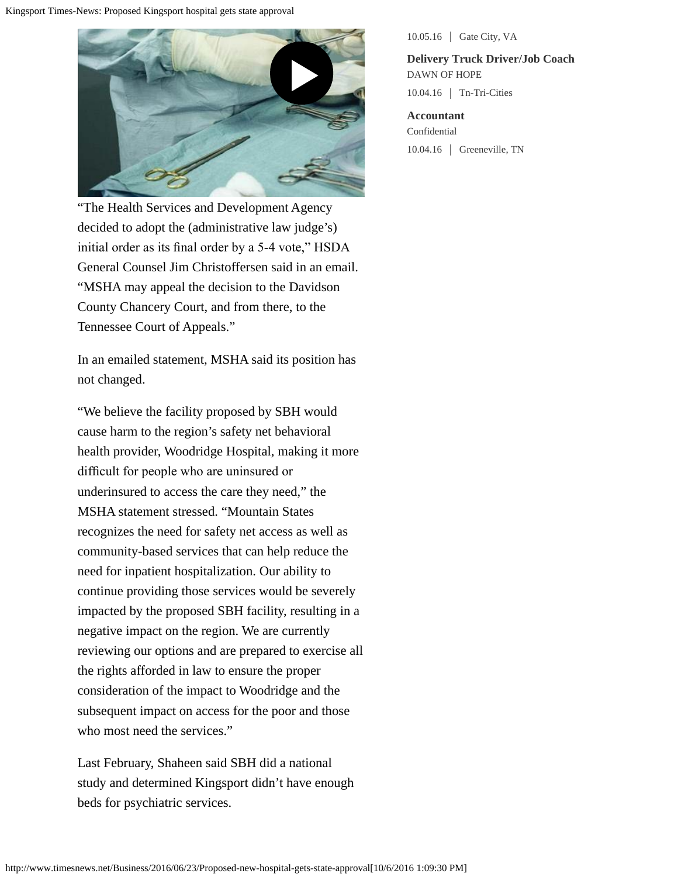"The Health Services and Development Agency decided to adopt the (administrative law judge's) initial order as its final order by a 5-4 vote," HSDA General Counsel Jim Christoffersen said in an email. "MSHA may appeal the decision to the Davidson County Chancery Court, and from there, to the Tennessee Court of Appeals."

In an emailed statement, MSHA said its position has not changed.

"We believe the facility proposed by SBH would cause harm to the region's safety net behavioral health provider, Woodridge Hospital, making it more difficult for people who are uninsured or underinsured to access the care they need," the MSHA statement stressed. "Mountain States recognizes the need for safety net access as well as community-based services that can help reduce the need for inpatient hospitalization. Our ability to continue providing those services would be severely impacted by the proposed SBH facility, resulting in a negative impact on the region. We are currently reviewing our options and are prepared to exercise all the rights afforded in law to ensure the proper consideration of the impact to Woodridge and the subsequent impact on access for the poor and those who most need the services."

Last February, Shaheen said SBH did a national study and determined Kingsport didn't have enough beds for psychiatric services.

10.05.16 | Gate City, VA

**Delivery Truck Driver/Job Coach**
DAWN OF HOPE
10.04.16 | Tn-Tri-Cities

**Accountant**
Confidential
10.04.16 | Greeneville, TN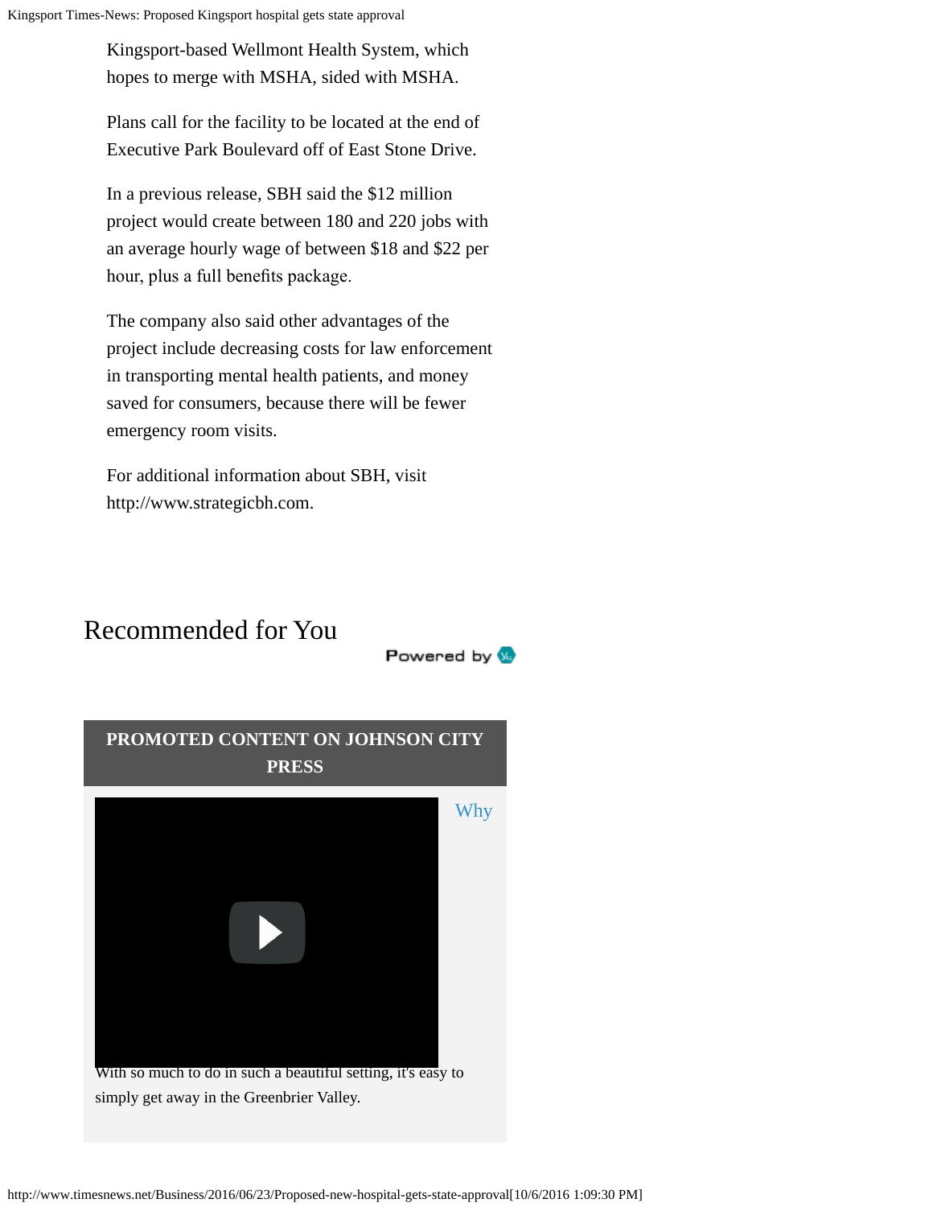Kingsport-based Wellmont Health System, which hopes to merge with MSHA, sided with MSHA.

Plans call for the facility to be located at the end of Executive Park Boulevard off of East Stone Drive.

In a previous release, SBH said the $12 million project would create between 180 and 220 jobs with an average hourly wage of between $18 and $22 per hour, plus a full benefits package.

The company also said other advantages of the project include decreasing costs for law enforcement in transporting mental health patients, and money saved for consumers, because there will be fewer emergency room visits.

For additional information about SBH, visit http://www.strategicbh.com.

## Recommended for You

Powered by

**PROMOTED CONTENT ON JOHNSON CITY PRESS**

Why

With so much to do in such a beautiful setting, it's easy to simply get away in the Greenbrier Valley.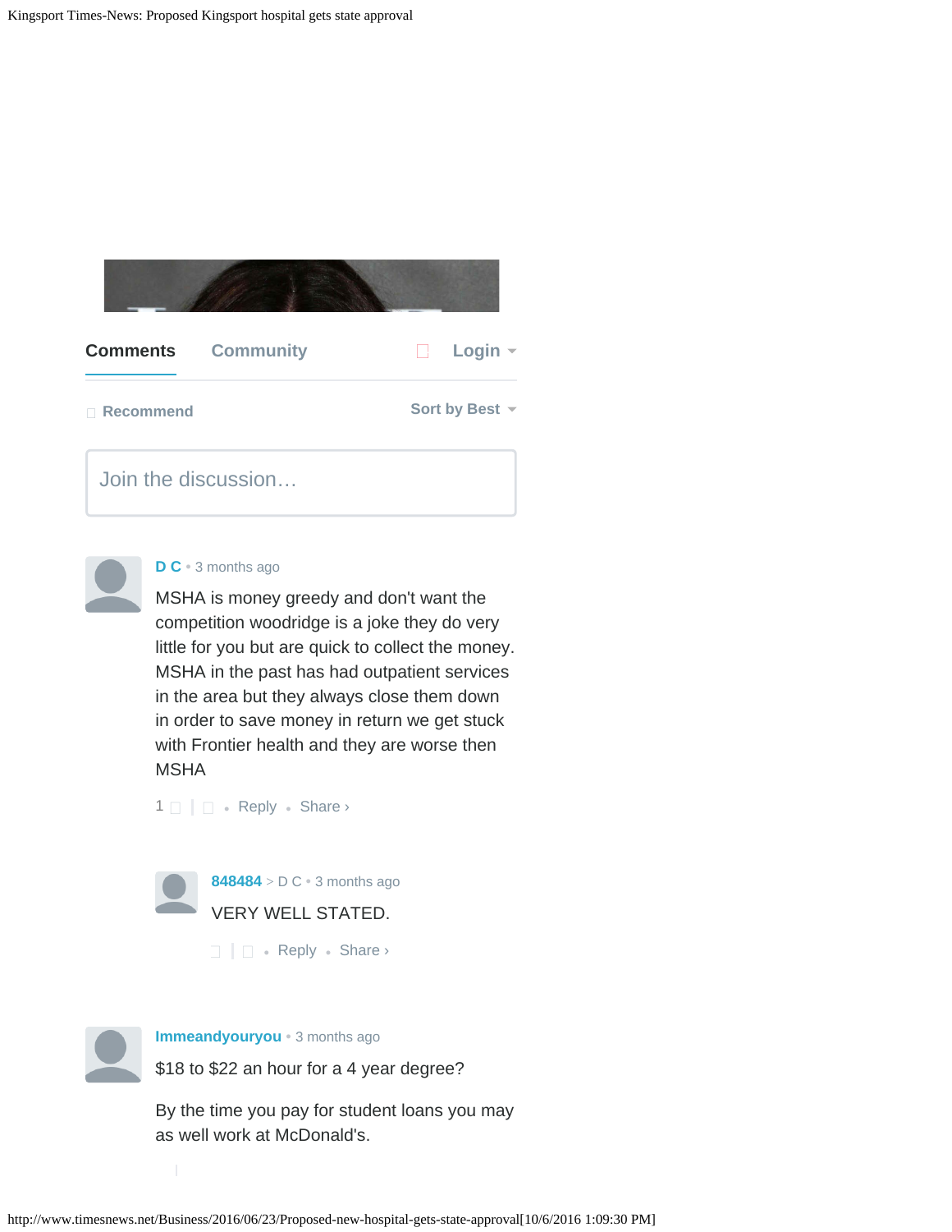**Comments** **Community** **Login**

**Recommend** **Sort by Best**

Join the discussion…

**D C** • 3 months ago

MSHA is money greedy and don't want the competition woodridge is a joke they do very little for you but are quick to collect the money. MSHA in the past has had outpatient services in the area but they always close them down in order to save money in return we get stuck with Frontier health and they are worse then MSHA

1 • Reply • Share ›

**848484** > D C • 3 months ago

VERY WELL STATED.

Reply • Share ›

**Immeandyouryou** • 3 months ago

$18 to $22 an hour for a 4 year degree?

By the time you pay for student loans you may as well work at McDonald's.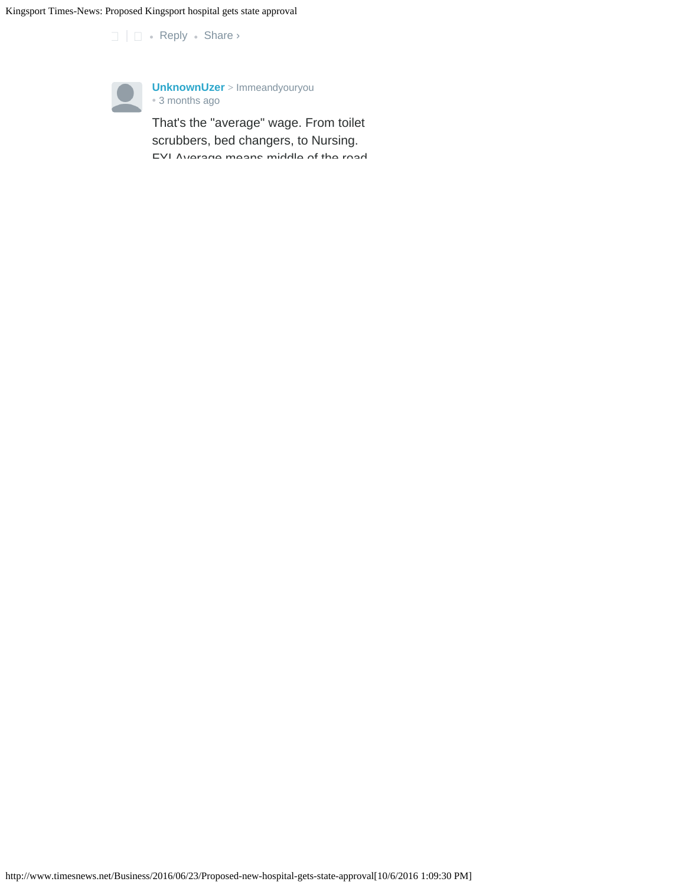Reply • Share ›

**UnknownUzer** > Immeandyouryou
• 3 months ago

That's the "average" wage. From toilet scrubbers, bed changers, to Nursing. FYI Average means middle of the road